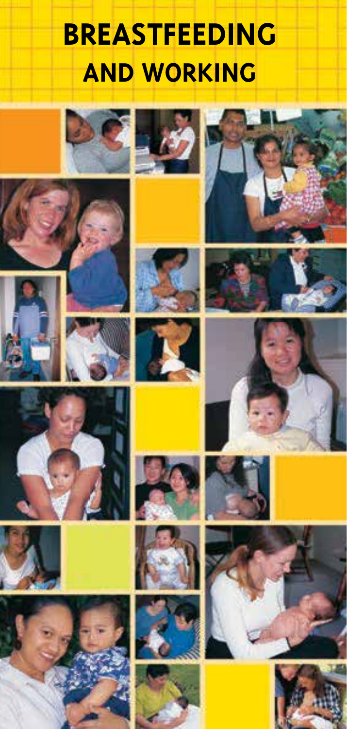# BREASTFEEDING AND WORKING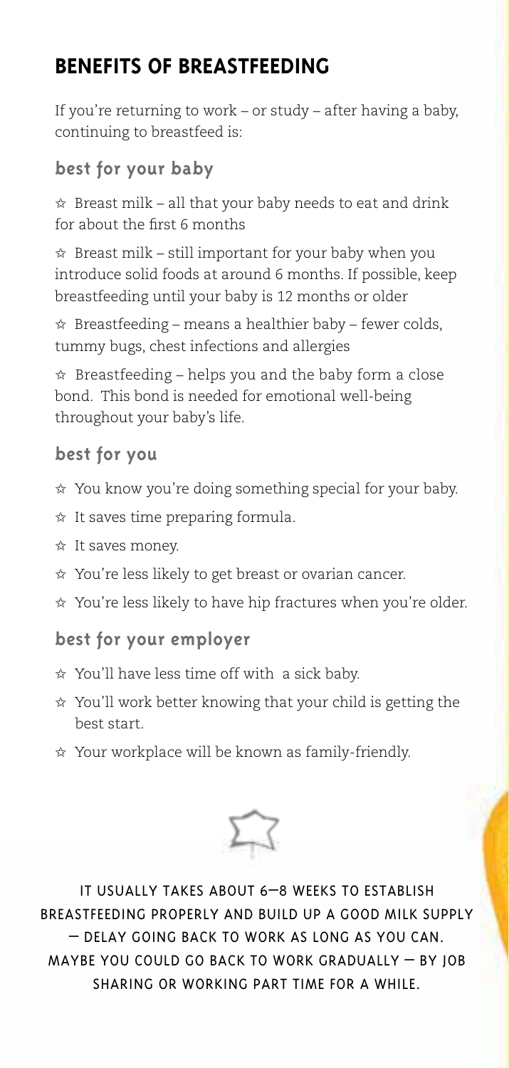## BENEFITS OF BREASTFEEDING

If you're returning to work – or study – after having a baby, continuing to breastfeed is:

### best for your baby

☆ Breast milk – all that your baby needs to eat and drink for about the first 6 months

☆ Breast milk – still important for your baby when you introduce solid foods at around 6 months. If possible, keep breastfeeding until your baby is 12 months or older

☆ Breastfeeding – means a healthier baby – fewer colds, tummy bugs, chest infections and allergies

☆ Breastfeeding – helps you and the baby form a close bond. This bond is needed for emotional well-being throughout your baby's life.

### best for you

☆ You know you're doing something special for your baby.

☆ It saves time preparing formula.

☆ It saves money.

☆ You're less likely to get breast or ovarian cancer.

☆ You're less likely to have hip fractures when you're older.

### best for your employer

☆ You'll have less time off with a sick baby.

☆ You'll work better knowing that your child is getting the best start.

☆ Your workplace will be known as family-friendly.

IT USUALLY TAKES ABOUT 6–8 WEEKS TO ESTABLISH BREASTFEEDING PROPERLY AND BUILD UP A GOOD MILK SUPPLY – DELAY GOING BACK TO WORK AS LONG AS YOU CAN. MAYBE YOU COULD GO BACK TO WORK GRADUALLY – BY JOB SHARING OR WORKING PART TIME FOR A WHILE.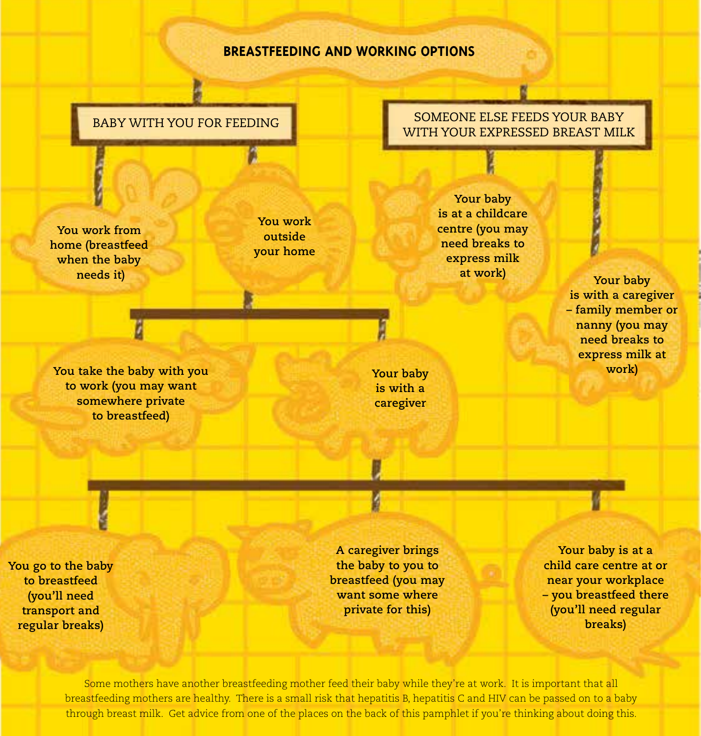# BREASTFEEDING AND WORKING OPTIONS

## BABY WITH YOU FOR FEEDING

- **You work from home (breastfeed when the baby needs it)**
- **You work outside your home**
  - **You take the baby with you to work (you may want somewhere private to breastfeed)**
  - **Your baby is with a caregiver**
    - **You go to the baby to breastfeed (you'll need transport and regular breaks)**
    - **A caregiver brings the baby to you to breastfeed (you may want some where private for this)**
    - **Your baby is at a child care centre at or near your workplace – you breastfeed there (you'll need regular breaks)**

## SOMEONE ELSE FEEDS YOUR BABY WITH YOUR EXPRESSED BREAST MILK

- **Your baby is at a childcare centre (you may need breaks to express milk at work)**
- **Your baby is with a caregiver – family member or nanny (you may need breaks to express milk at work)**

Some mothers have another breastfeeding mother feed their baby while they're at work. It is important that all breastfeeding mothers are healthy. There is a small risk that hepatitis B, hepatitis C and HIV can be passed on to a baby through breast milk. Get advice from one of the places on the back of this pamphlet if you're thinking about doing this.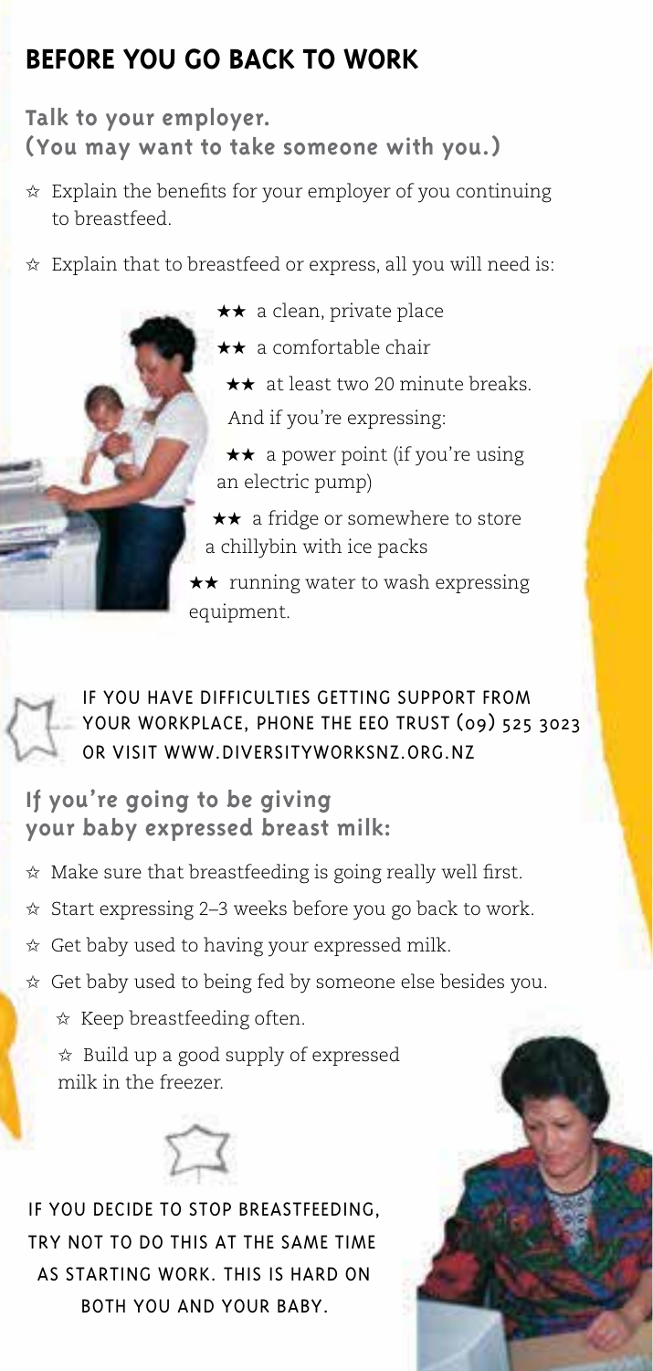## BEFORE YOU GO BACK TO WORK

**Talk to your employer.**
**(You may want to take someone with you.)**

- Explain the benefits for your employer of you continuing to breastfeed.
- Explain that to breastfeed or express, all you will need is:
  - a clean, private place
  - a comfortable chair
  - at least two 20 minute breaks.

  And if you're expressing:
  - a power point (if you're using an electric pump)
  - a fridge or somewhere to store a chillybin with ice packs
  - running water to wash expressing equipment.

IF YOU HAVE DIFFICULTIES GETTING SUPPORT FROM YOUR WORKPLACE, PHONE THE EEO TRUST (09) 525 3023 OR VISIT WWW.DIVERSITYWORKSNZ.ORG.NZ

**If you're going to be giving your baby expressed breast milk:**

- Make sure that breastfeeding is going really well first.
- Start expressing 2–3 weeks before you go back to work.
- Get baby used to having your expressed milk.
- Get baby used to being fed by someone else besides you.
  - Keep breastfeeding often.
  - Build up a good supply of expressed milk in the freezer.

IF YOU DECIDE TO STOP BREASTFEEDING, TRY NOT TO DO THIS AT THE SAME TIME AS STARTING WORK. THIS IS HARD ON BOTH YOU AND YOUR BABY.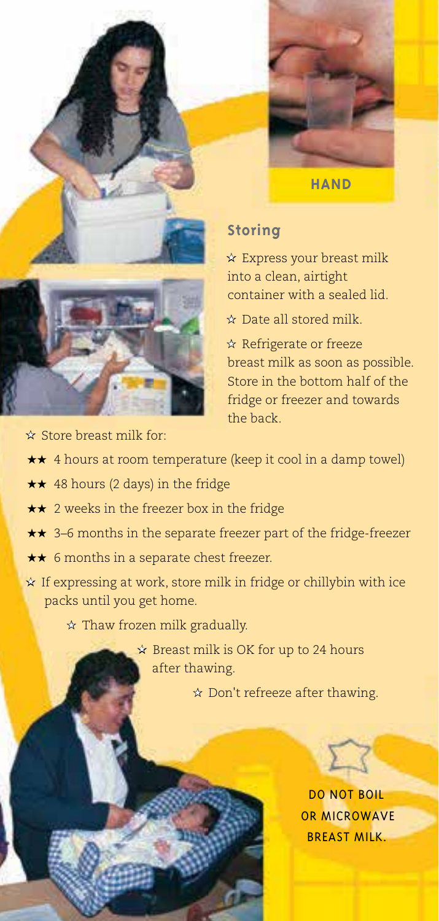HAND

## Storing

- ☆ Express your breast milk into a clean, airtight container with a sealed lid.
- ☆ Date all stored milk.
- ☆ Refrigerate or freeze breast milk as soon as possible. Store in the bottom half of the fridge or freezer and towards the back.
- ☆ Store breast milk for:
  - ★★ 4 hours at room temperature (keep it cool in a damp towel)
  - ★★ 48 hours (2 days) in the fridge
  - ★★ 2 weeks in the freezer box in the fridge
  - ★★ 3–6 months in the separate freezer part of the fridge-freezer
  - ★★ 6 months in a separate chest freezer.
- ☆ If expressing at work, store milk in fridge or chillybin with ice packs until you get home.
- ☆ Thaw frozen milk gradually.
- ☆ Breast milk is OK for up to 24 hours after thawing.
- ☆ Don't refreeze after thawing.

**DO NOT BOIL OR MICROWAVE BREAST MILK.**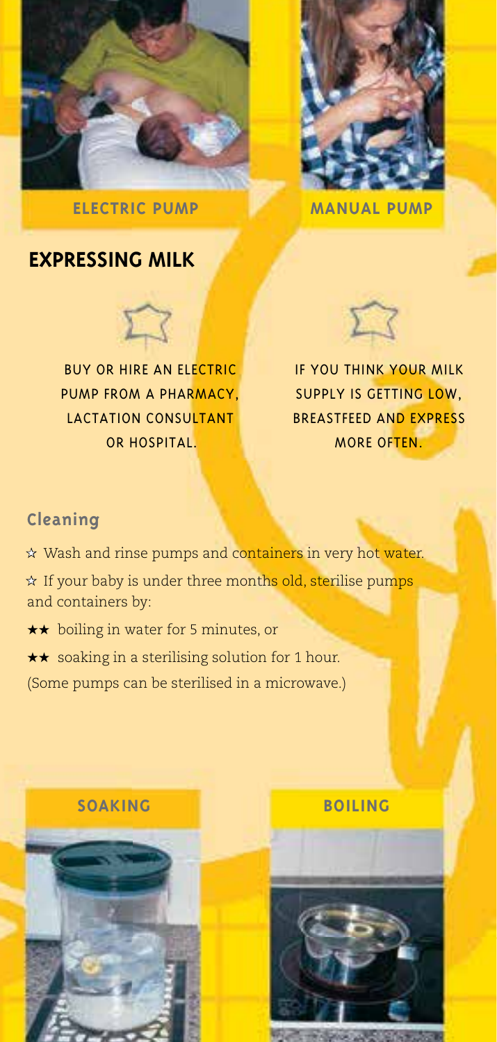ELECTRIC PUMP

MANUAL PUMP

## EXPRESSING MILK

BUY OR HIRE AN ELECTRIC PUMP FROM A PHARMACY, LACTATION CONSULTANT OR HOSPITAL.

IF YOU THINK YOUR MILK SUPPLY IS GETTING LOW, BREASTFEED AND EXPRESS MORE OFTEN.

### Cleaning

☆ Wash and rinse pumps and containers in very hot water.

☆ If your baby is under three months old, sterilise pumps and containers by:

★★ boiling in water for 5 minutes, or

★★ soaking in a sterilising solution for 1 hour.

(Some pumps can be sterilised in a microwave.)

SOAKING

BOILING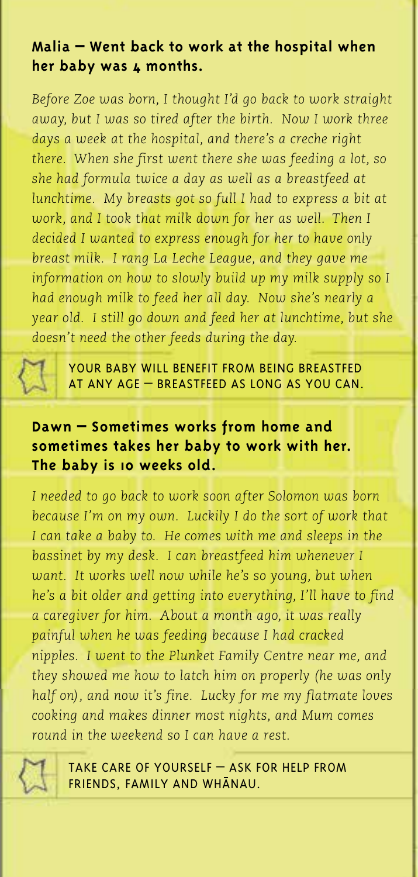## Malia – Went back to work at the hospital when her baby was 4 months.

*Before Zoe was born, I thought I'd go back to work straight away, but I was so tired after the birth. Now I work three days a week at the hospital, and there's a creche right there. When she first went there she was feeding a lot, so she had formula twice a day as well as a breastfeed at lunchtime. My breasts got so full I had to express a bit at work, and I took that milk down for her as well. Then I decided I wanted to express enough for her to have only breast milk. I rang La Leche League, and they gave me information on how to slowly build up my milk supply so I had enough milk to feed her all day. Now she's nearly a year old. I still go down and feed her at lunchtime, but she doesn't need the other feeds during the day.*

YOUR BABY WILL BENEFIT FROM BEING BREASTFED AT ANY AGE – BREASTFEED AS LONG AS YOU CAN.

## Dawn – Sometimes works from home and sometimes takes her baby to work with her. The baby is 10 weeks old.

*I needed to go back to work soon after Solomon was born because I'm on my own. Luckily I do the sort of work that I can take a baby to. He comes with me and sleeps in the bassinet by my desk. I can breastfeed him whenever I want. It works well now while he's so young, but when he's a bit older and getting into everything, I'll have to find a caregiver for him. About a month ago, it was really painful when he was feeding because I had cracked nipples. I went to the Plunket Family Centre near me, and they showed me how to latch him on properly (he was only half on), and now it's fine. Lucky for me my flatmate loves cooking and makes dinner most nights, and Mum comes round in the weekend so I can have a rest.*

TAKE CARE OF YOURSELF – ASK FOR HELP FROM FRIENDS, FAMILY AND WHĀNAU.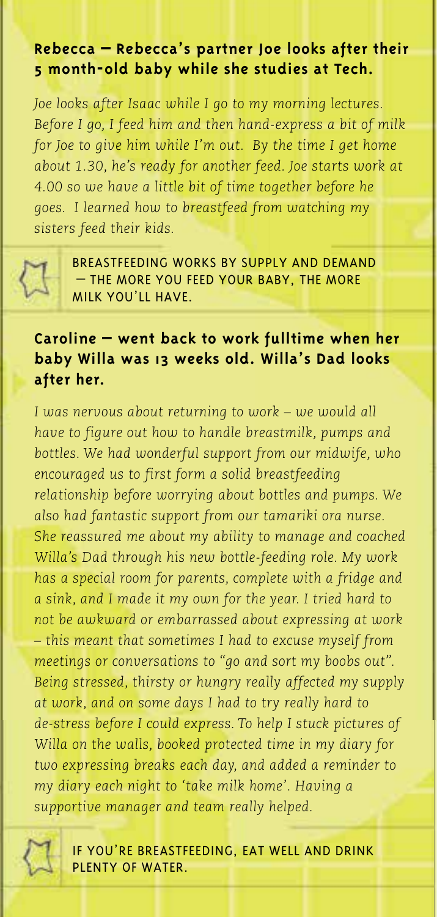### Rebecca – Rebecca's partner Joe looks after their 5 month-old baby while she studies at Tech.

*Joe looks after Isaac while I go to my morning lectures. Before I go, I feed him and then hand-express a bit of milk for Joe to give him while I'm out. By the time I get home about 1.30, he's ready for another feed. Joe starts work at 4.00 so we have a little bit of time together before he goes. I learned how to breastfeed from watching my sisters feed their kids.*

BREASTFEEDING WORKS BY SUPPLY AND DEMAND – THE MORE YOU FEED YOUR BABY, THE MORE MILK YOU'LL HAVE.

### Caroline – went back to work fulltime when her baby Willa was 13 weeks old. Willa's Dad looks after her.

*I was nervous about returning to work – we would all have to figure out how to handle breastmilk, pumps and bottles. We had wonderful support from our midwife, who encouraged us to first form a solid breastfeeding relationship before worrying about bottles and pumps. We also had fantastic support from our tamariki ora nurse. She reassured me about my ability to manage and coached Willa's Dad through his new bottle-feeding role. My work has a special room for parents, complete with a fridge and a sink, and I made it my own for the year. I tried hard to not be awkward or embarrassed about expressing at work – this meant that sometimes I had to excuse myself from meetings or conversations to "go and sort my boobs out". Being stressed, thirsty or hungry really affected my supply at work, and on some days I had to try really hard to de-stress before I could express. To help I stuck pictures of Willa on the walls, booked protected time in my diary for two expressing breaks each day, and added a reminder to my diary each night to 'take milk home'. Having a supportive manager and team really helped.*

IF YOU'RE BREASTFEEDING, EAT WELL AND DRINK PLENTY OF WATER.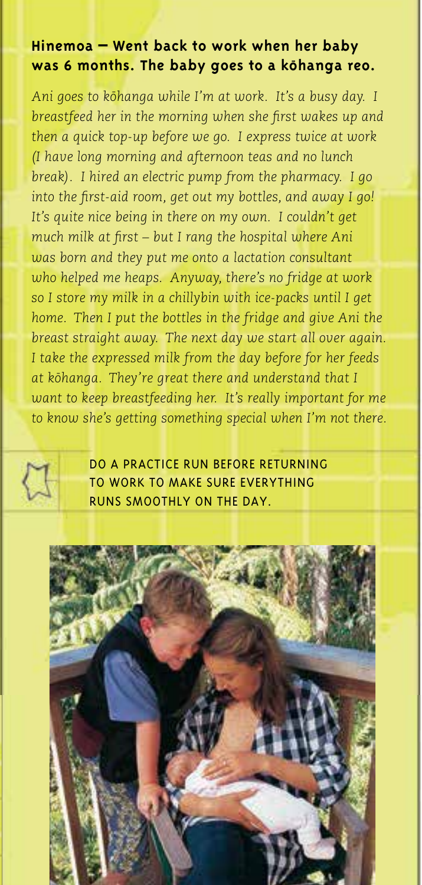### Hinemoa – Went back to work when her baby was 6 months. The baby goes to a kōhanga reo.

*Ani goes to kōhanga while I'm at work. It's a busy day. I breastfeed her in the morning when she first wakes up and then a quick top-up before we go. I express twice at work (I have long morning and afternoon teas and no lunch break). I hired an electric pump from the pharmacy. I go into the first-aid room, get out my bottles, and away I go! It's quite nice being in there on my own. I couldn't get much milk at first – but I rang the hospital where Ani was born and they put me onto a lactation consultant who helped me heaps. Anyway, there's no fridge at work so I store my milk in a chillybin with ice-packs until I get home. Then I put the bottles in the fridge and give Ani the breast straight away. The next day we start all over again. I take the expressed milk from the day before for her feeds at kōhanga. They're great there and understand that I want to keep breastfeeding her. It's really important for me to know she's getting something special when I'm not there.*

DO A PRACTICE RUN BEFORE RETURNING TO WORK TO MAKE SURE EVERYTHING RUNS SMOOTHLY ON THE DAY.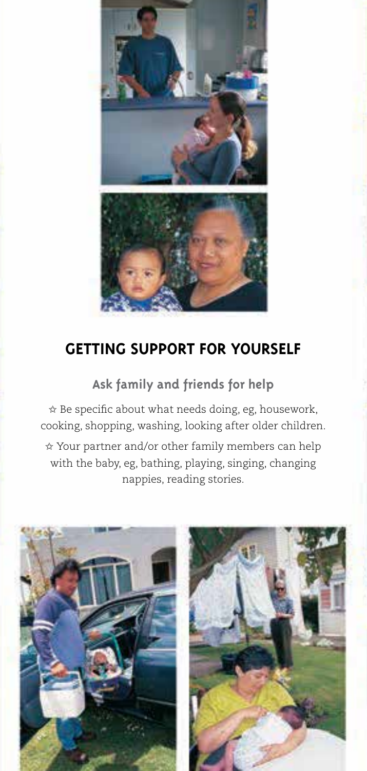## GETTING SUPPORT FOR YOURSELF

### Ask family and friends for help

☆ Be specific about what needs doing, eg, housework, cooking, shopping, washing, looking after older children.

☆ Your partner and/or other family members can help with the baby, eg, bathing, playing, singing, changing nappies, reading stories.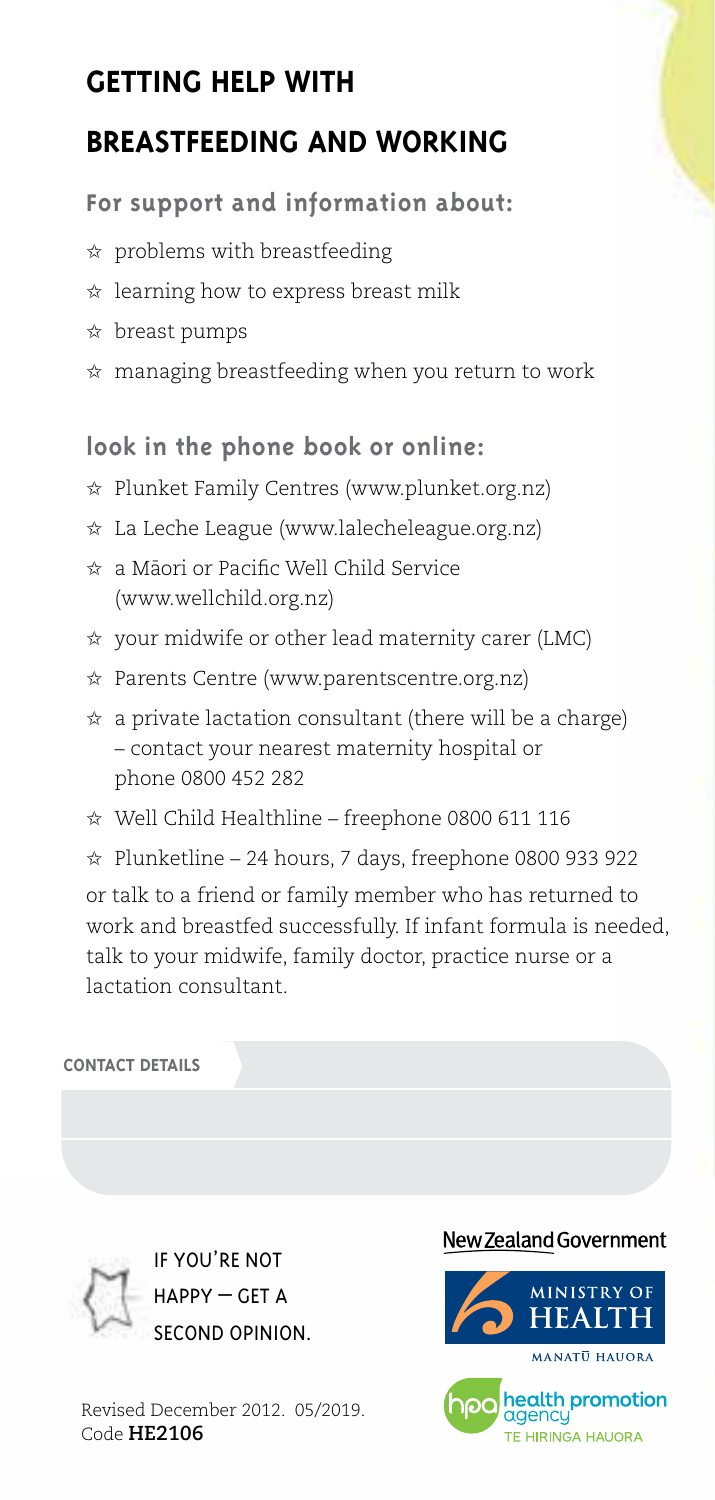# GETTING HELP WITH BREASTFEEDING AND WORKING

## For support and information about:

- ☆ problems with breastfeeding
- ☆ learning how to express breast milk
- ☆ breast pumps
- ☆ managing breastfeeding when you return to work

## look in the phone book or online:

- ☆ Plunket Family Centres (www.plunket.org.nz)
- ☆ La Leche League (www.lalecheleague.org.nz)
- ☆ a Māori or Pacific Well Child Service (www.wellchild.org.nz)
- ☆ your midwife or other lead maternity carer (LMC)
- ☆ Parents Centre (www.parentscentre.org.nz)
- ☆ a private lactation consultant (there will be a charge) – contact your nearest maternity hospital or phone 0800 452 282
- ☆ Well Child Healthline – freephone 0800 611 116
- ☆ Plunketline – 24 hours, 7 days, freephone 0800 933 922

or talk to a friend or family member who has returned to work and breastfed successfully. If infant formula is needed, talk to your midwife, family doctor, practice nurse or a lactation consultant.

**CONTACT DETAILS**

IF YOU'RE NOT HAPPY – GET A SECOND OPINION.

New Zealand Government

MINISTRY OF HEALTH
MANATŪ HAUORA

health promotion agency
TE HIRINGA HAUORA

Revised December 2012. 05/2019.
Code **HE2106**